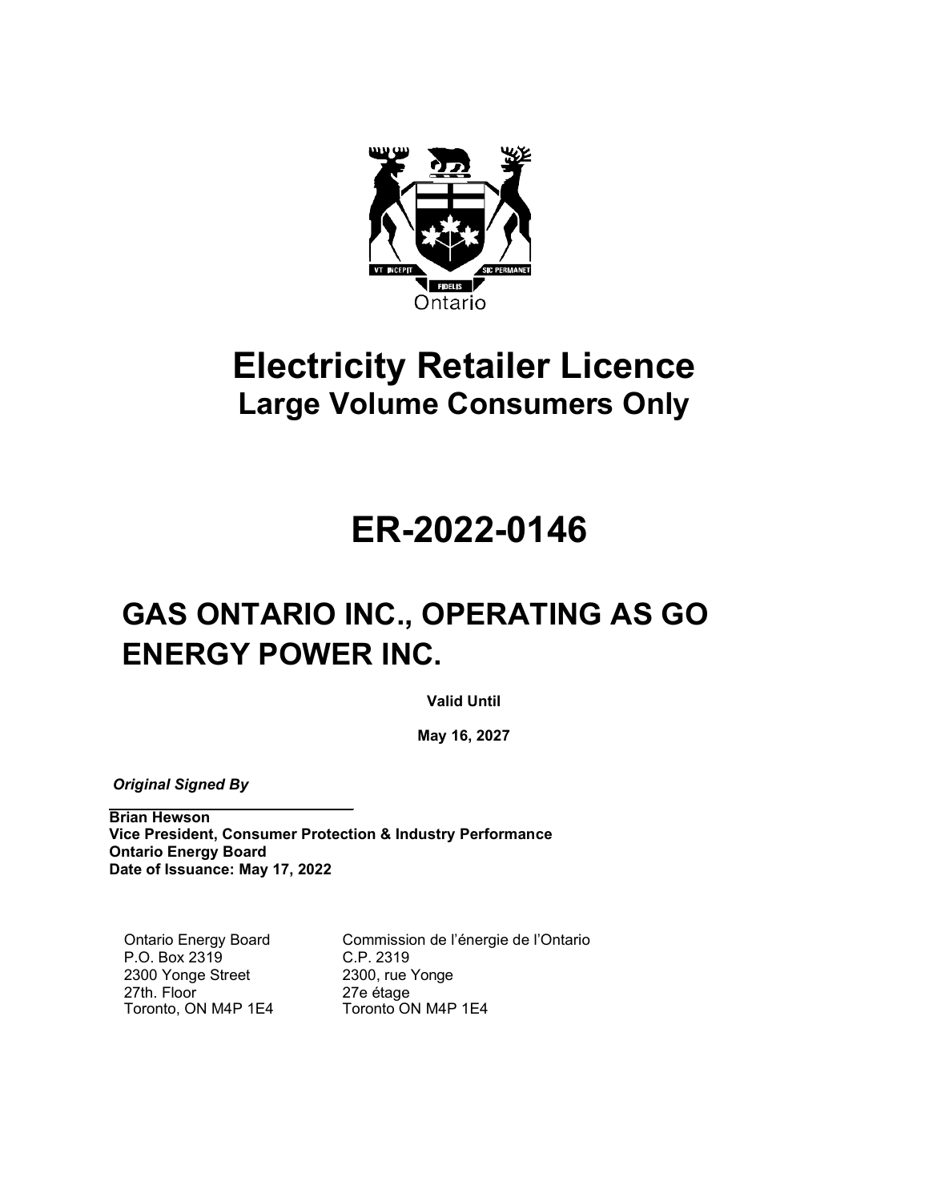Ontario

# Electricity Retailer Licence

## Large Volume Consumers Only

# ER-2022-0146

# GAS ONTARIO INC., OPERATING AS GO ENERGY POWER INC.

**Valid Until**

**May 16, 2027**

***Original Signed By***

**Brian Hewson**
**Vice President, Consumer Protection & Industry Performance**
**Ontario Energy Board**
**Date of Issuance: May 17, 2022**

Ontario Energy Board
P.O. Box 2319
2300 Yonge Street
27th. Floor
Toronto, ON M4P 1E4

Commission de l'énergie de l'Ontario
C.P. 2319
2300, rue Yonge
27e étage
Toronto ON M4P 1E4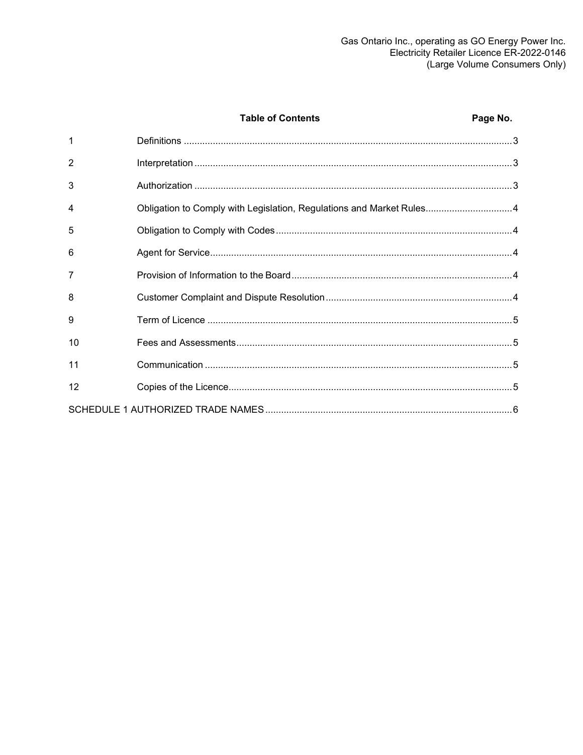| | Table of Contents | Page No. |
|---|---|---|
| 1 | Definitions | 3 |
| 2 | Interpretation | 3 |
| 3 | Authorization | 3 |
| 4 | Obligation to Comply with Legislation, Regulations and Market Rules | 4 |
| 5 | Obligation to Comply with Codes | 4 |
| 6 | Agent for Service | 4 |
| 7 | Provision of Information to the Board | 4 |
| 8 | Customer Complaint and Dispute Resolution | 4 |
| 9 | Term of Licence | 5 |
| 10 | Fees and Assessments | 5 |
| 11 | Communication | 5 |
| 12 | Copies of the Licence | 5 |
| SCHEDULE 1 AUTHORIZED TRADE NAMES | | 6 |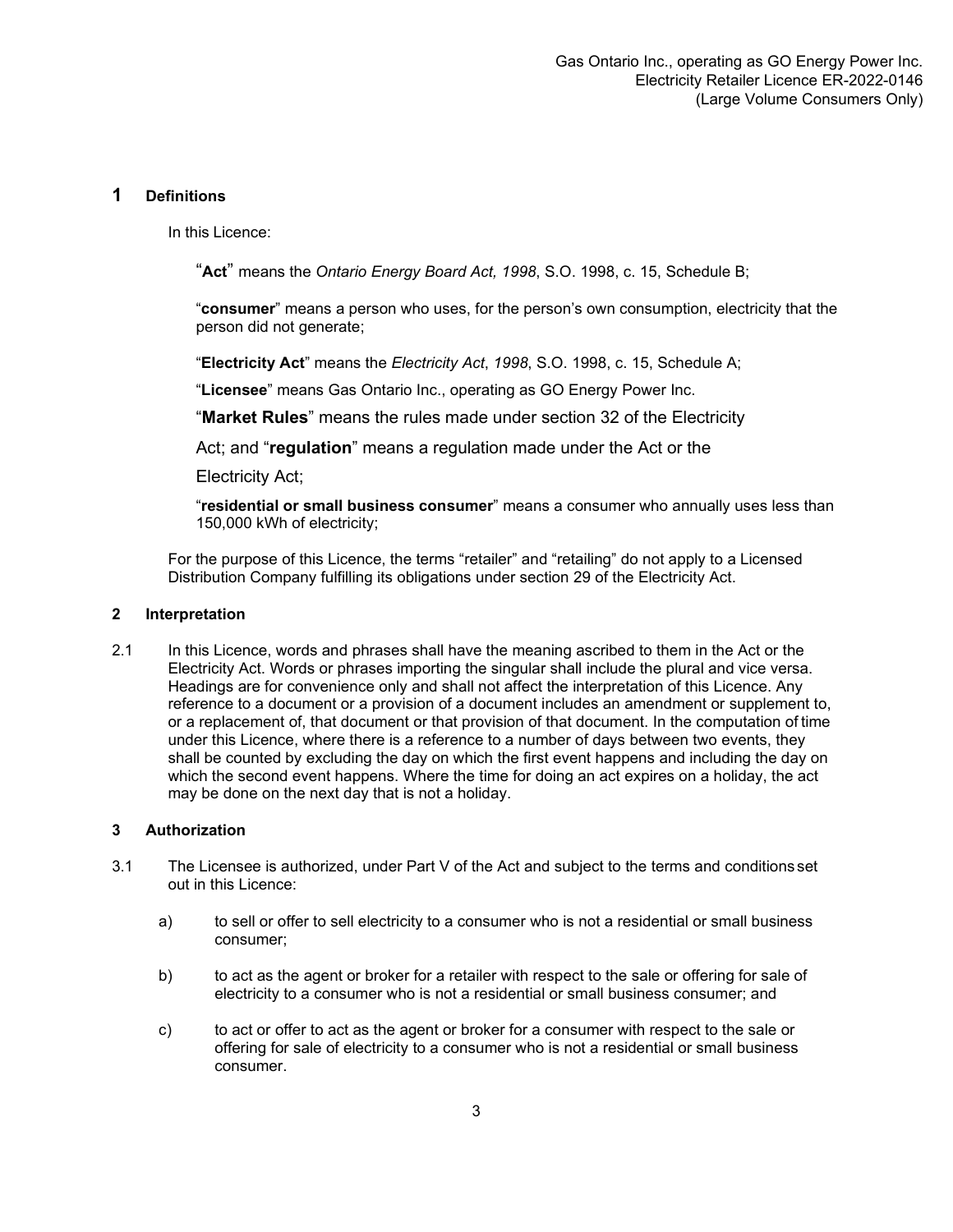## 1 Definitions

In this Licence:

"**Act**" means the *Ontario Energy Board Act, 1998*, S.O. 1998, c. 15, Schedule B;

"**consumer**" means a person who uses, for the person's own consumption, electricity that the person did not generate;

"**Electricity Act**" means the *Electricity Act*, *1998*, S.O. 1998, c. 15, Schedule A;

"**Licensee**" means Gas Ontario Inc., operating as GO Energy Power Inc.

"**Market Rules**" means the rules made under section 32 of the Electricity Act; and "**regulation**" means a regulation made under the Act or the Electricity Act;

"**residential or small business consumer**" means a consumer who annually uses less than 150,000 kWh of electricity;

For the purpose of this Licence, the terms "retailer" and "retailing" do not apply to a Licensed Distribution Company fulfilling its obligations under section 29 of the Electricity Act.

## 2 Interpretation

2.1 In this Licence, words and phrases shall have the meaning ascribed to them in the Act or the Electricity Act. Words or phrases importing the singular shall include the plural and vice versa. Headings are for convenience only and shall not affect the interpretation of this Licence. Any reference to a document or a provision of a document includes an amendment or supplement to, or a replacement of, that document or that provision of that document. In the computation of time under this Licence, where there is a reference to a number of days between two events, they shall be counted by excluding the day on which the first event happens and including the day on which the second event happens. Where the time for doing an act expires on a holiday, the act may be done on the next day that is not a holiday.

## 3 Authorization

3.1 The Licensee is authorized, under Part V of the Act and subject to the terms and conditions set out in this Licence:

   a) to sell or offer to sell electricity to a consumer who is not a residential or small business consumer;

   b) to act as the agent or broker for a retailer with respect to the sale or offering for sale of electricity to a consumer who is not a residential or small business consumer; and

   c) to act or offer to act as the agent or broker for a consumer with respect to the sale or offering for sale of electricity to a consumer who is not a residential or small business consumer.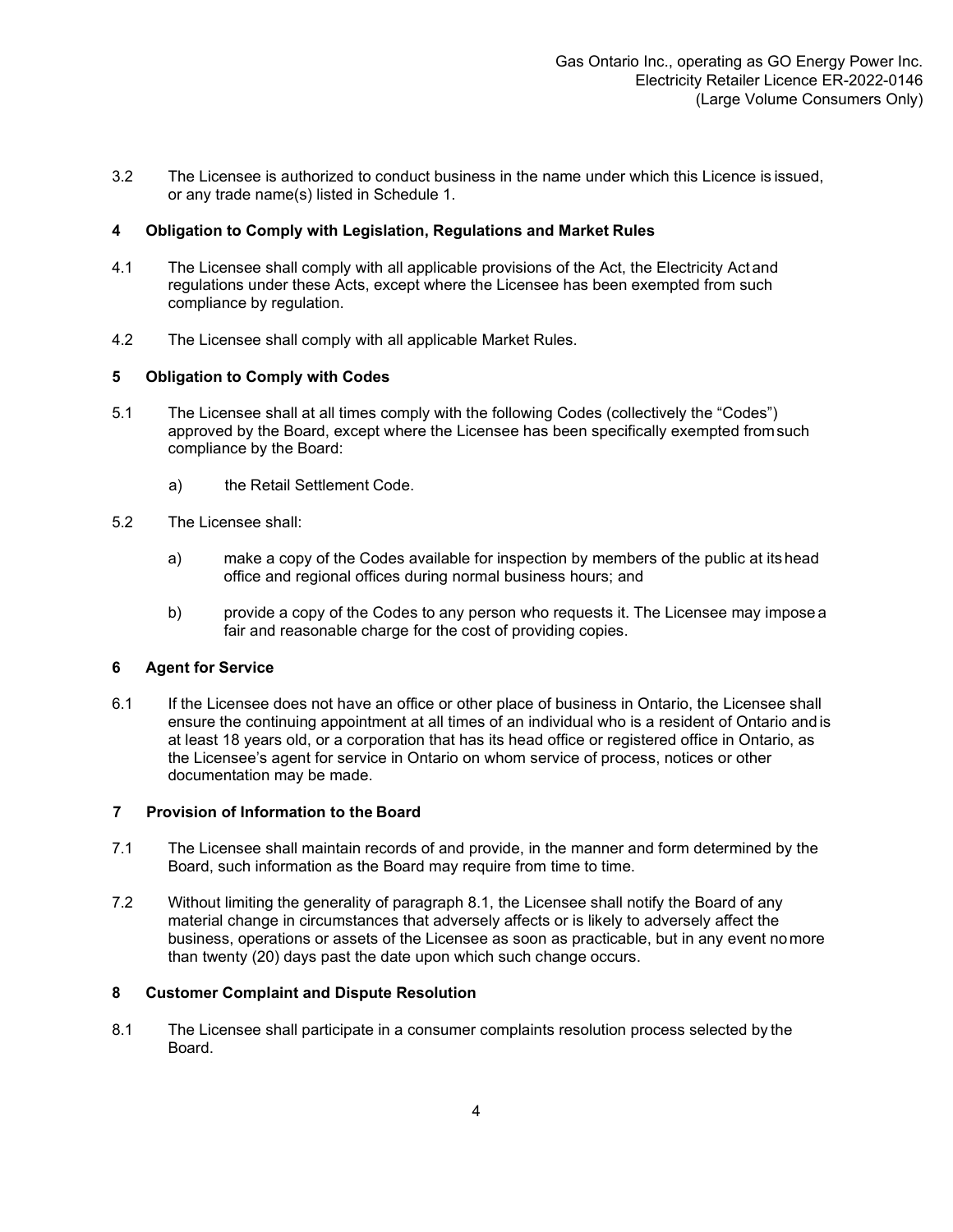3.2 The Licensee is authorized to conduct business in the name under which this Licence is issued, or any trade name(s) listed in Schedule 1.

## 4 Obligation to Comply with Legislation, Regulations and Market Rules

4.1 The Licensee shall comply with all applicable provisions of the Act, the Electricity Act and regulations under these Acts, except where the Licensee has been exempted from such compliance by regulation.

4.2 The Licensee shall comply with all applicable Market Rules.

## 5 Obligation to Comply with Codes

5.1 The Licensee shall at all times comply with the following Codes (collectively the "Codes") approved by the Board, except where the Licensee has been specifically exempted from such compliance by the Board:

a) the Retail Settlement Code.

5.2 The Licensee shall:

a) make a copy of the Codes available for inspection by members of the public at its head office and regional offices during normal business hours; and

b) provide a copy of the Codes to any person who requests it. The Licensee may impose a fair and reasonable charge for the cost of providing copies.

## 6 Agent for Service

6.1 If the Licensee does not have an office or other place of business in Ontario, the Licensee shall ensure the continuing appointment at all times of an individual who is a resident of Ontario and is at least 18 years old, or a corporation that has its head office or registered office in Ontario, as the Licensee's agent for service in Ontario on whom service of process, notices or other documentation may be made.

## 7 Provision of Information to the Board

7.1 The Licensee shall maintain records of and provide, in the manner and form determined by the Board, such information as the Board may require from time to time.

7.2 Without limiting the generality of paragraph 8.1, the Licensee shall notify the Board of any material change in circumstances that adversely affects or is likely to adversely affect the business, operations or assets of the Licensee as soon as practicable, but in any event no more than twenty (20) days past the date upon which such change occurs.

## 8 Customer Complaint and Dispute Resolution

8.1 The Licensee shall participate in a consumer complaints resolution process selected by the Board.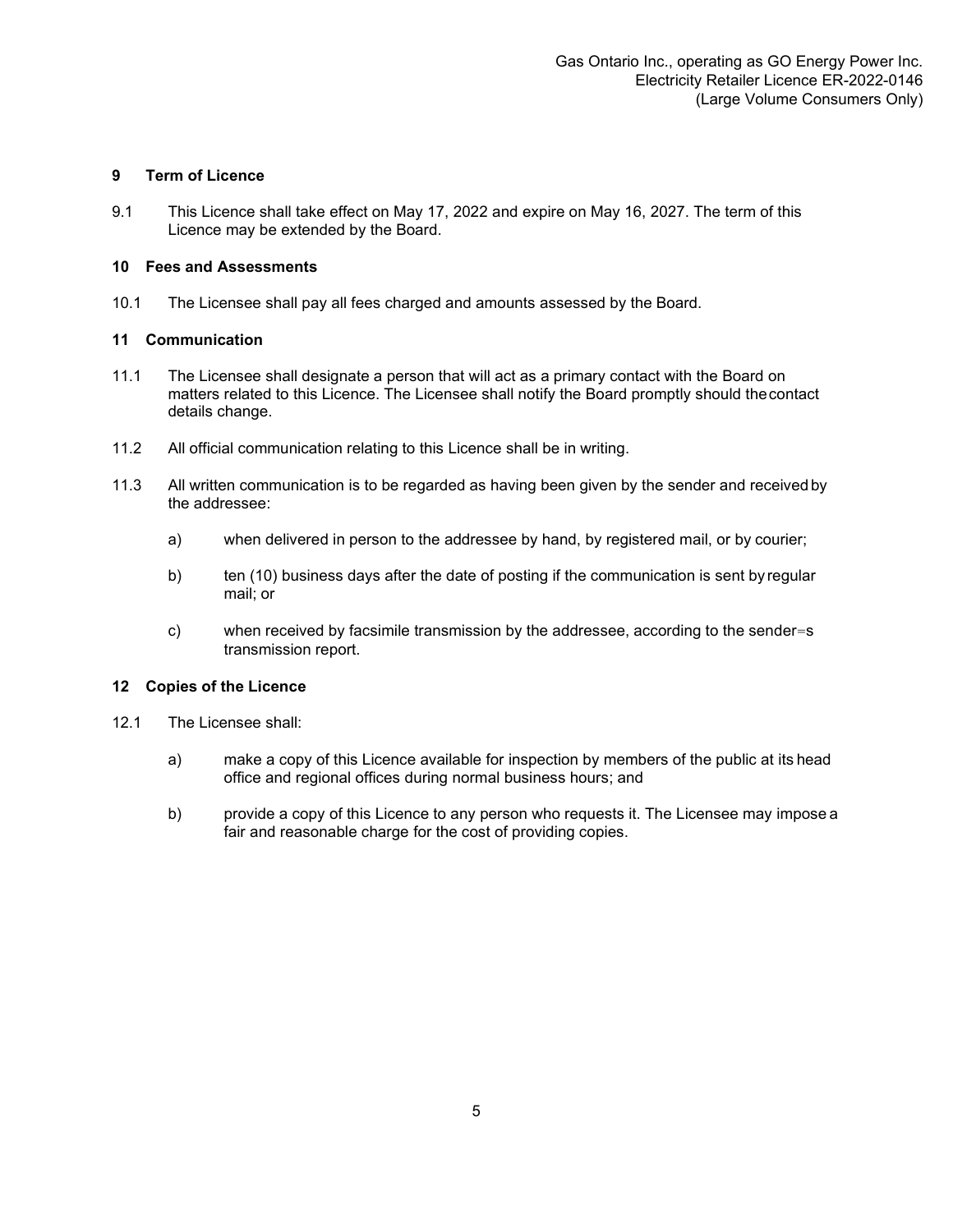## 9 Term of Licence

9.1 This Licence shall take effect on May 17, 2022 and expire on May 16, 2027. The term of this Licence may be extended by the Board.

## 10 Fees and Assessments

10.1 The Licensee shall pay all fees charged and amounts assessed by the Board.

## 11 Communication

11.1 The Licensee shall designate a person that will act as a primary contact with the Board on matters related to this Licence. The Licensee shall notify the Board promptly should the contact details change.

11.2 All official communication relating to this Licence shall be in writing.

11.3 All written communication is to be regarded as having been given by the sender and received by the addressee:

- a) when delivered in person to the addressee by hand, by registered mail, or by courier;
- b) ten (10) business days after the date of posting if the communication is sent by regular mail; or
- c) when received by facsimile transmission by the addressee, according to the sender=s transmission report.

## 12 Copies of the Licence

12.1 The Licensee shall:

- a) make a copy of this Licence available for inspection by members of the public at its head office and regional offices during normal business hours; and
- b) provide a copy of this Licence to any person who requests it. The Licensee may impose a fair and reasonable charge for the cost of providing copies.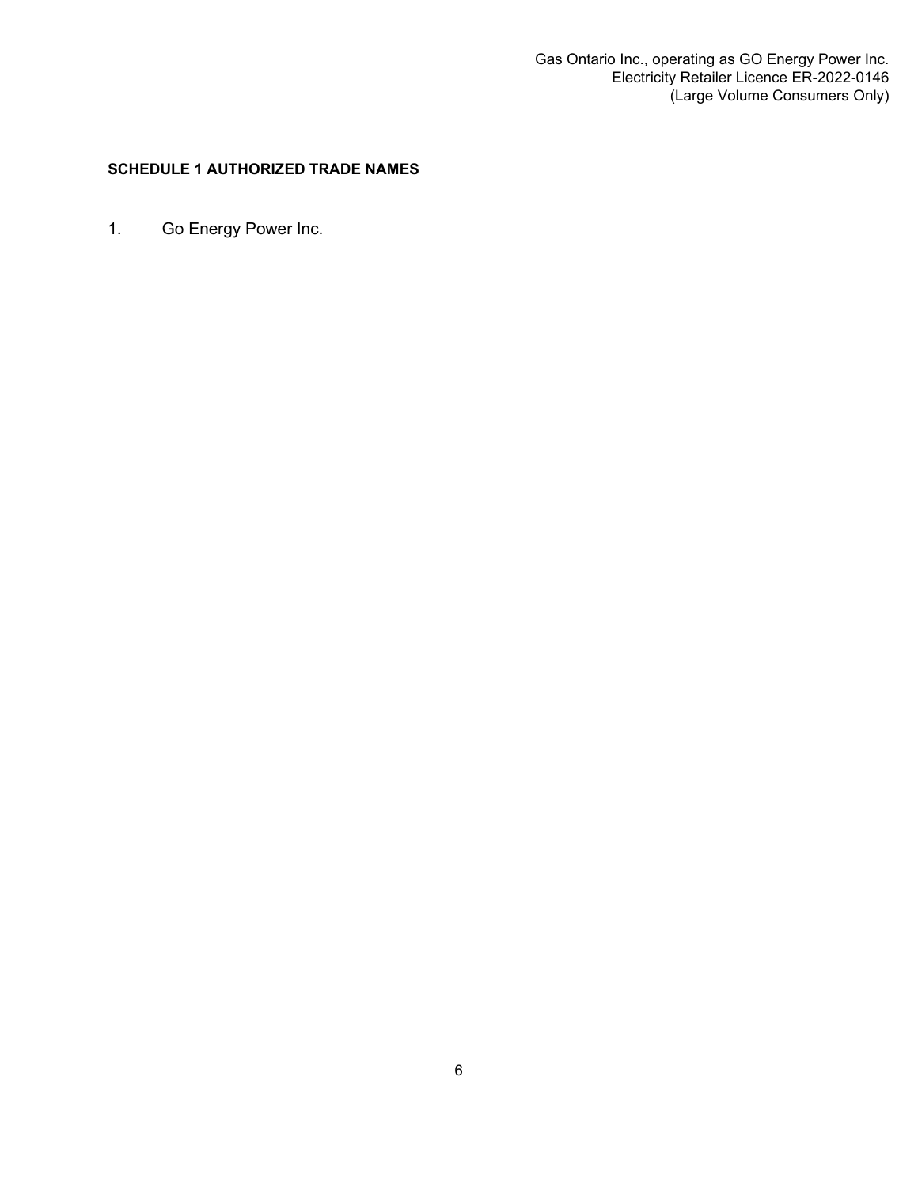## SCHEDULE 1 AUTHORIZED TRADE NAMES

1. Go Energy Power Inc.